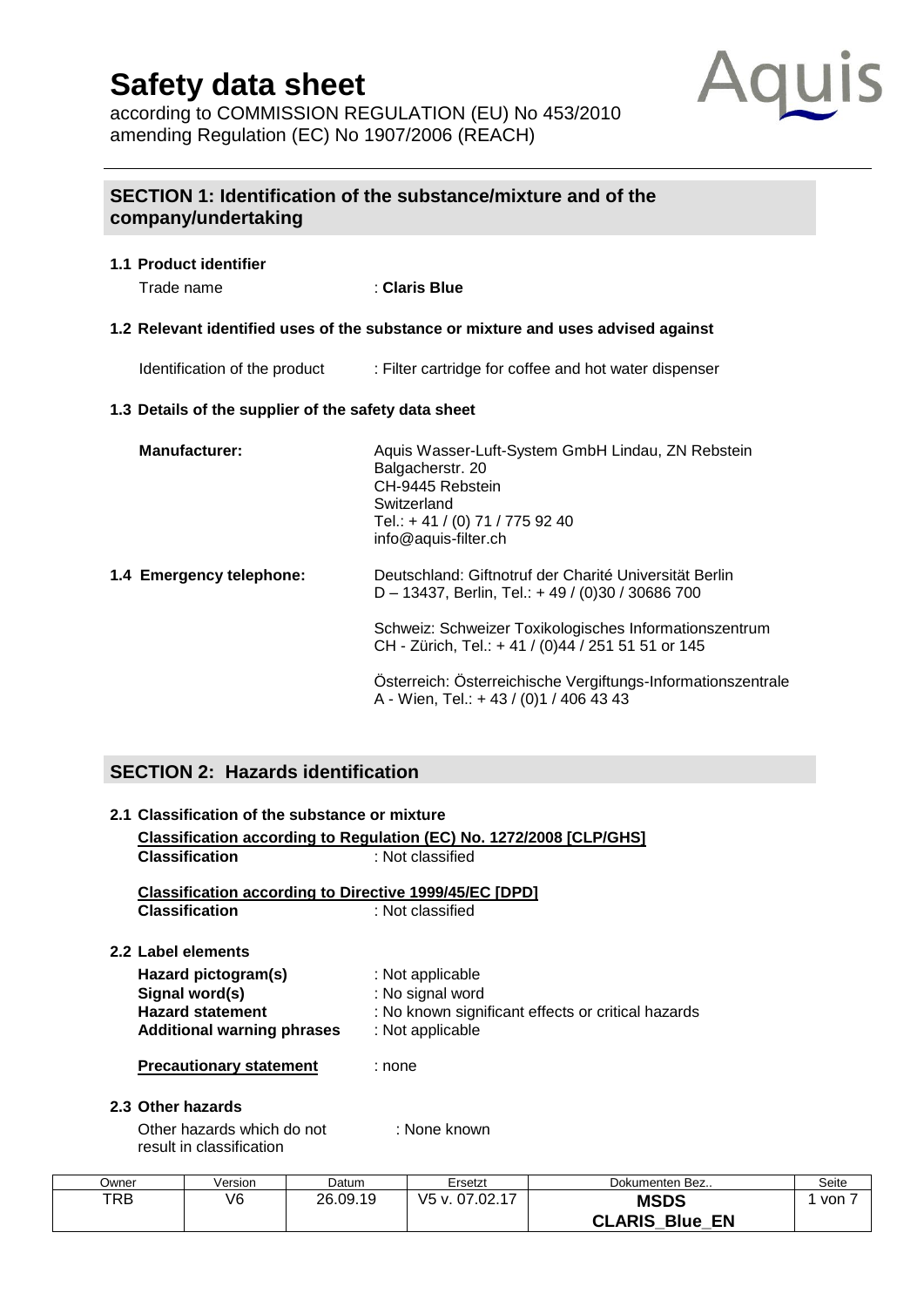# Safety data sheet

according to COMMISSION REGULATION (EU) No 453/2010
amending Regulation (EC) No 1907/2006 (REACH)

## SECTION 1: Identification of the substance/mixture and of the company/undertaking

**1.1 Product identifier**

Trade name : **Claris Blue**

**1.2 Relevant identified uses of the substance or mixture and uses advised against**

Identification of the product : Filter cartridge for coffee and hot water dispenser

**1.3 Details of the supplier of the safety data sheet**

**Manufacturer:**

Aquis Wasser-Luft-System GmbH Lindau, ZN Rebstein
Balgacherstr. 20
CH-9445 Rebstein
Switzerland
Tel.: + 41 / (0) 71 / 775 92 40
info@aquis-filter.ch

**1.4 Emergency telephone:**

Deutschland: Giftnotruf der Charité Universität Berlin
D – 13437, Berlin, Tel.: + 49 / (0)30 / 30686 700

Schweiz: Schweizer Toxikologisches Informationszentrum
CH - Zürich, Tel.: + 41 / (0)44 / 251 51 51 or 145

Österreich: Österreichische Vergiftungs-Informationszentrale
A - Wien, Tel.: + 43 / (0)1 / 406 43 43

## SECTION 2: Hazards identification

**2.1 Classification of the substance or mixture**

**Classification according to Regulation (EC) No. 1272/2008 [CLP/GHS]**

**Classification** : Not classified

**Classification according to Directive 1999/45/EC [DPD]**

**Classification** : Not classified

**2.2 Label elements**

**Hazard pictogram(s)** : Not applicable
**Signal word(s)** : No signal word
**Hazard statement** : No known significant effects or critical hazards
**Additional warning phrases** : Not applicable

**Precautionary statement** : none

**2.3 Other hazards**

Other hazards which do not result in classification : None known

| Owner | Version | Datum | Ersetzt | Dokumenten Bez.. |
|---|---|---|---|---|
| TRB | V6 | 26.09.19 | V5 v. 07.02.17 | **MSDS CLARIS_Blue_EN** |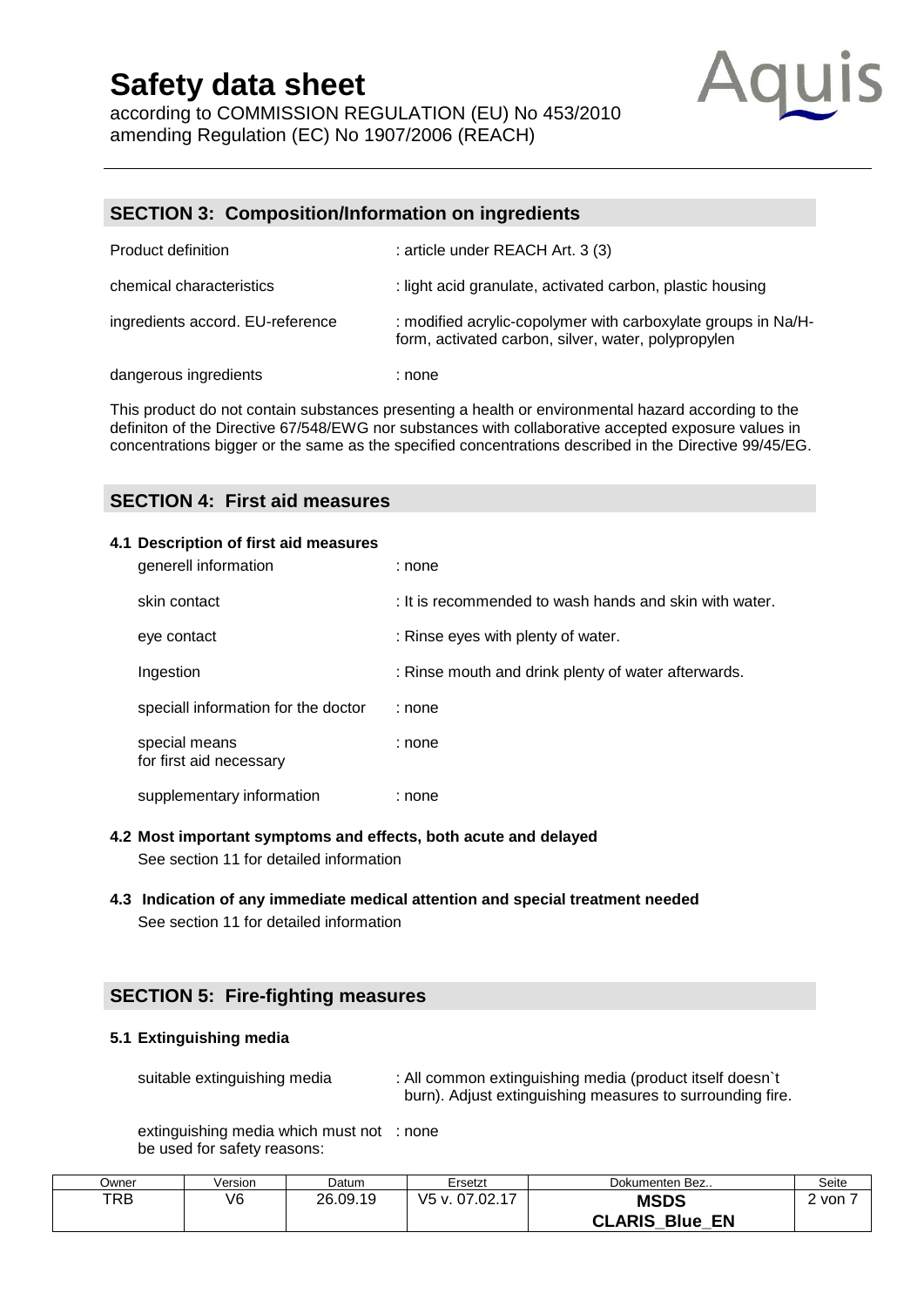## SECTION 3: Composition/Information on ingredients

| | |
|---|---|
| Product definition | : article under REACH Art. 3 (3) |
| chemical characteristics | : light acid granulate, activated carbon, plastic housing |
| ingredients accord. EU-reference | : modified acrylic-copolymer with carboxylate groups in Na/H-form, activated carbon, silver, water, polypropylen |
| dangerous ingredients | : none |

This product do not contain substances presenting a health or environmental hazard according to the definiton of the Directive 67/548/EWG nor substances with collaborative accepted exposure values in concentrations bigger or the same as the specified concentrations described in the Directive 99/45/EG.

## SECTION 4: First aid measures

### 4.1 Description of first aid measures

| | |
|---|---|
| generell information | : none |
| skin contact | : It is recommended to wash hands and skin with water. |
| eye contact | : Rinse eyes with plenty of water. |
| Ingestion | : Rinse mouth and drink plenty of water afterwards. |
| speciall information for the doctor | : none |
| special means for first aid necessary | : none |
| supplementary information | : none |

### 4.2 Most important symptoms and effects, both acute and delayed

See section 11 for detailed information

### 4.3 Indication of any immediate medical attention and special treatment needed

See section 11 for detailed information

## SECTION 5: Fire-fighting measures

### 5.1 Extinguishing media

| | |
|---|---|
| suitable extinguishing media | : All common extinguishing media (product itself doesn`t burn). Adjust extinguishing measures to surrounding fire. |
| extinguishing media which must not be used for safety reasons: | : none |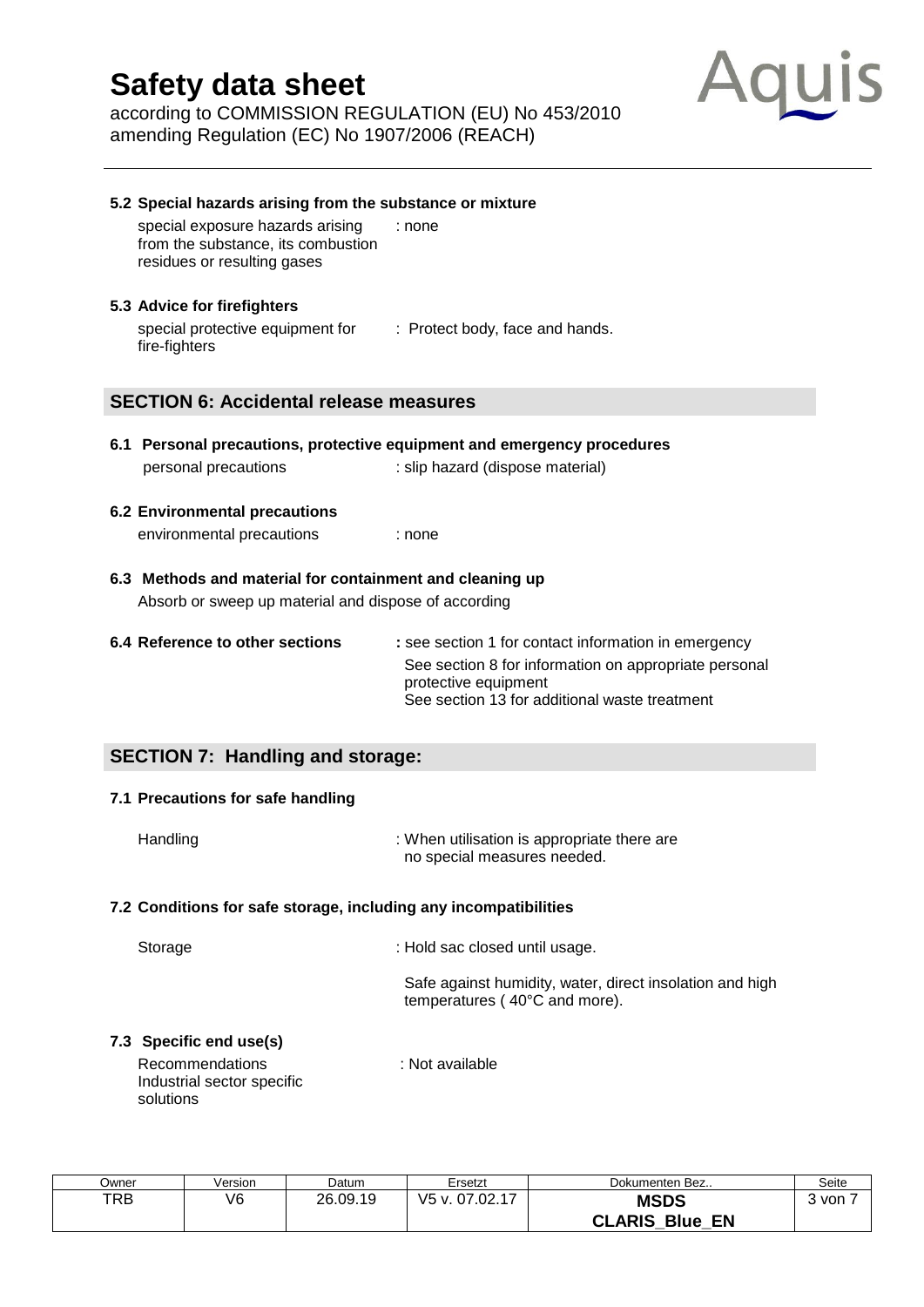#### 5.2 Special hazards arising from the substance or mixture

special exposure hazards arising from the substance, its combustion residues or resulting gases : none

#### 5.3 Advice for firefighters

special protective equipment for fire-fighters : Protect body, face and hands.

## SECTION 6: Accidental release measures

#### 6.1 Personal precautions, protective equipment and emergency procedures

personal precautions : slip hazard (dispose material)

#### 6.2 Environmental precautions

environmental precautions : none

#### 6.3 Methods and material for containment and cleaning up

Absorb or sweep up material and dispose of according

**6.4 Reference to other sections** **:** see section 1 for contact information in emergency
See section 8 for information on appropriate personal protective equipment
See section 13 for additional waste treatment

## SECTION 7: Handling and storage:

#### 7.1 Precautions for safe handling

Handling : When utilisation is appropriate there are no special measures needed.

#### 7.2 Conditions for safe storage, including any incompatibilities

Storage : Hold sac closed until usage.

Safe against humidity, water, direct insolation and high temperatures ( 40°C and more).

#### 7.3 Specific end use(s)

Recommendations Industrial sector specific solutions : Not available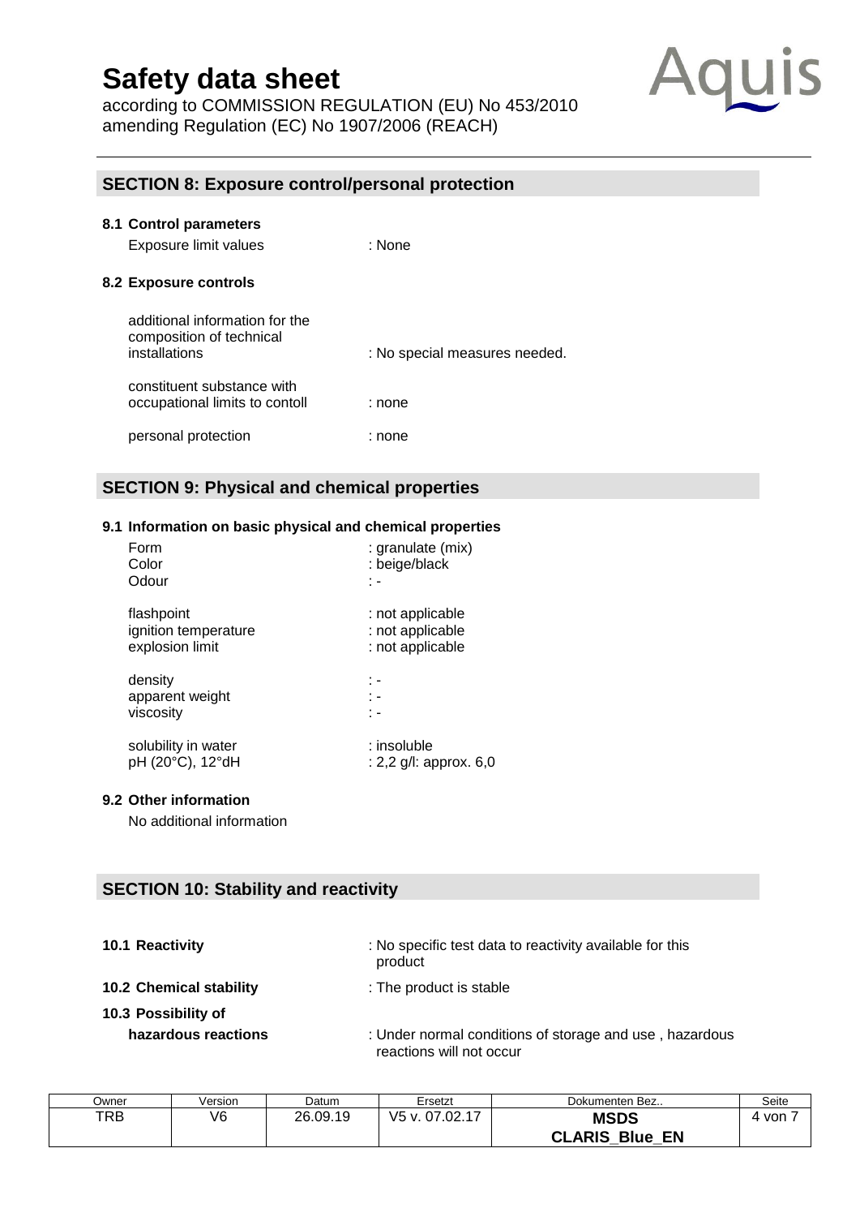## SECTION 8: Exposure control/personal protection

### 8.1 Control parameters

Exposure limit values : None

### 8.2 Exposure controls

additional information for the composition of technical installations : No special measures needed.

constituent substance with occupational limits to contoll : none

personal protection : none

## SECTION 9: Physical and chemical properties

### 9.1 Information on basic physical and chemical properties

Form : granulate (mix)
Color : beige/black
Odour : -

flashpoint : not applicable
ignition temperature : not applicable
explosion limit : not applicable

density : -
apparent weight : -
viscosity : -

solubility in water : insoluble
pH (20°C), 12°dH : 2,2 g/l: approx. 6,0

### 9.2 Other information

No additional information

## SECTION 10: Stability and reactivity

**10.1 Reactivity** : No specific test data to reactivity available for this product

**10.2 Chemical stability** : The product is stable

**10.3 Possibility of hazardous reactions** : Under normal conditions of storage and use , hazardous reactions will not occur

| Owner | Version | Datum | Ersetzt | Dokumenten Bez.. | Seite |
|---|---|---|---|---|---|
| TRB | V6 | 26.09.19 | V5 v. 07.02.17 | **MSDS CLARIS_Blue_EN** | 4 von 7 |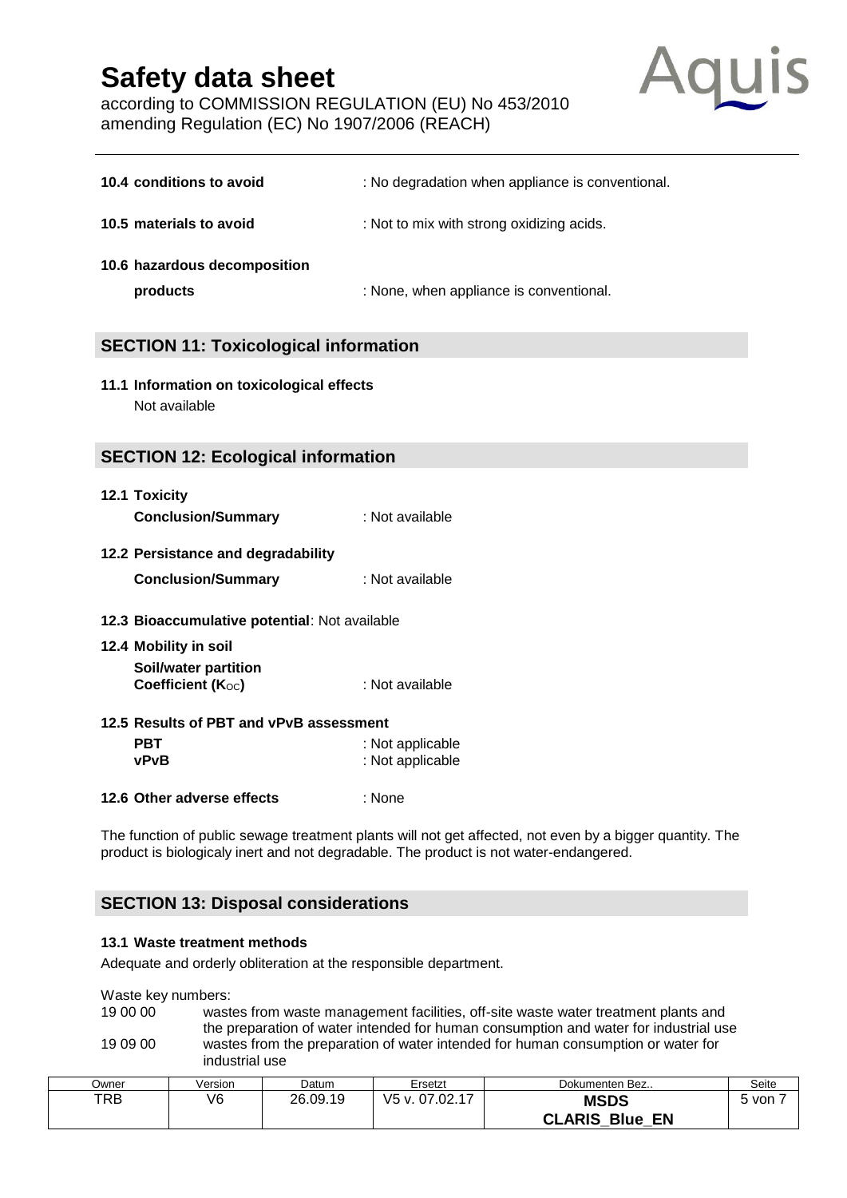**10.4 conditions to avoid** : No degradation when appliance is conventional.

**10.5 materials to avoid** : Not to mix with strong oxidizing acids.

**10.6 hazardous decomposition products** : None, when appliance is conventional.

## SECTION 11: Toxicological information

**11.1 Information on toxicological effects**

Not available

## SECTION 12: Ecological information

**12.1 Toxicity**

**Conclusion/Summary** : Not available

**12.2 Persistance and degradability**

**Conclusion/Summary** : Not available

**12.3 Bioaccumulative potential**: Not available

**12.4 Mobility in soil**

**Soil/water partition Coefficient ($K_{OC}$)** : Not available

**12.5 Results of PBT and vPvB assessment**

**PBT** : Not applicable
**vPvB** : Not applicable

**12.6 Other adverse effects** : None

The function of public sewage treatment plants will not get affected, not even by a bigger quantity. The product is biologicaly inert and not degradable. The product is not water-endangered.

## SECTION 13: Disposal considerations

**13.1 Waste treatment methods**

Adequate and orderly obliteration at the responsible department.

Waste key numbers:

| | |
|---|---|
| 19 00 00 | wastes from waste management facilities, off-site waste water treatment plants and the preparation of water intended for human consumption and water for industrial use |
| 19 09 00 | wastes from the preparation of water intended for human consumption or water for industrial use |

| Owner | Version | Datum | Ersetzt | Dokumenten Bez.. |
|---|---|---|---|---|
| TRB | V6 | 26.09.19 | V5 v. 07.02.17 | **MSDS CLARIS_Blue_EN** |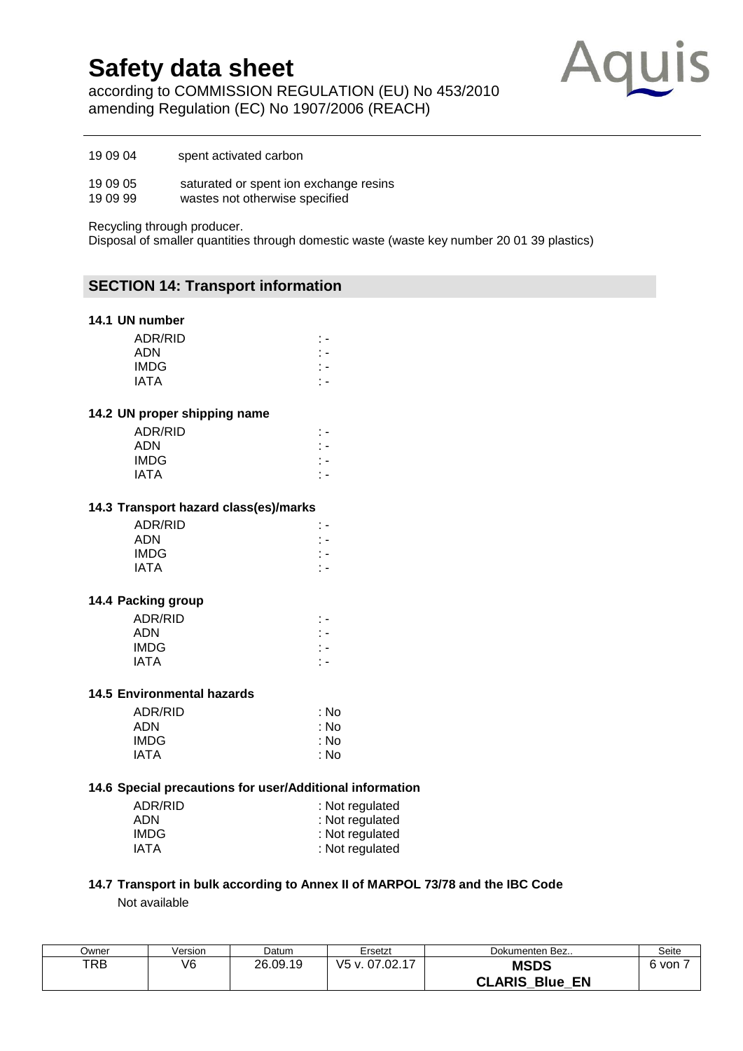| | |
|---|---|
| 19 09 04 | spent activated carbon |
| 19 09 05 | saturated or spent ion exchange resins |
| 19 09 99 | wastes not otherwise specified |

Recycling through producer.
Disposal of smaller quantities through domestic waste (waste key number 20 01 39 plastics)

## SECTION 14: Transport information

### 14.1 UN number

| | |
|---|---|
| ADR/RID | : - |
| ADN | : - |
| IMDG | : - |
| IATA | : - |

### 14.2 UN proper shipping name

| | |
|---|---|
| ADR/RID | : - |
| ADN | : - |
| IMDG | : - |
| IATA | : - |

### 14.3 Transport hazard class(es)/marks

| | |
|---|---|
| ADR/RID | : - |
| ADN | : - |
| IMDG | : - |
| IATA | : - |

### 14.4 Packing group

| | |
|---|---|
| ADR/RID | : - |
| ADN | : - |
| IMDG | : - |
| IATA | : - |

### 14.5 Environmental hazards

| | |
|---|---|
| ADR/RID | : No |
| ADN | : No |
| IMDG | : No |
| IATA | : No |

### 14.6 Special precautions for user/Additional information

| | |
|---|---|
| ADR/RID | : Not regulated |
| ADN | : Not regulated |
| IMDG | : Not regulated |
| IATA | : Not regulated |

### 14.7 Transport in bulk according to Annex II of MARPOL 73/78 and the IBC Code

Not available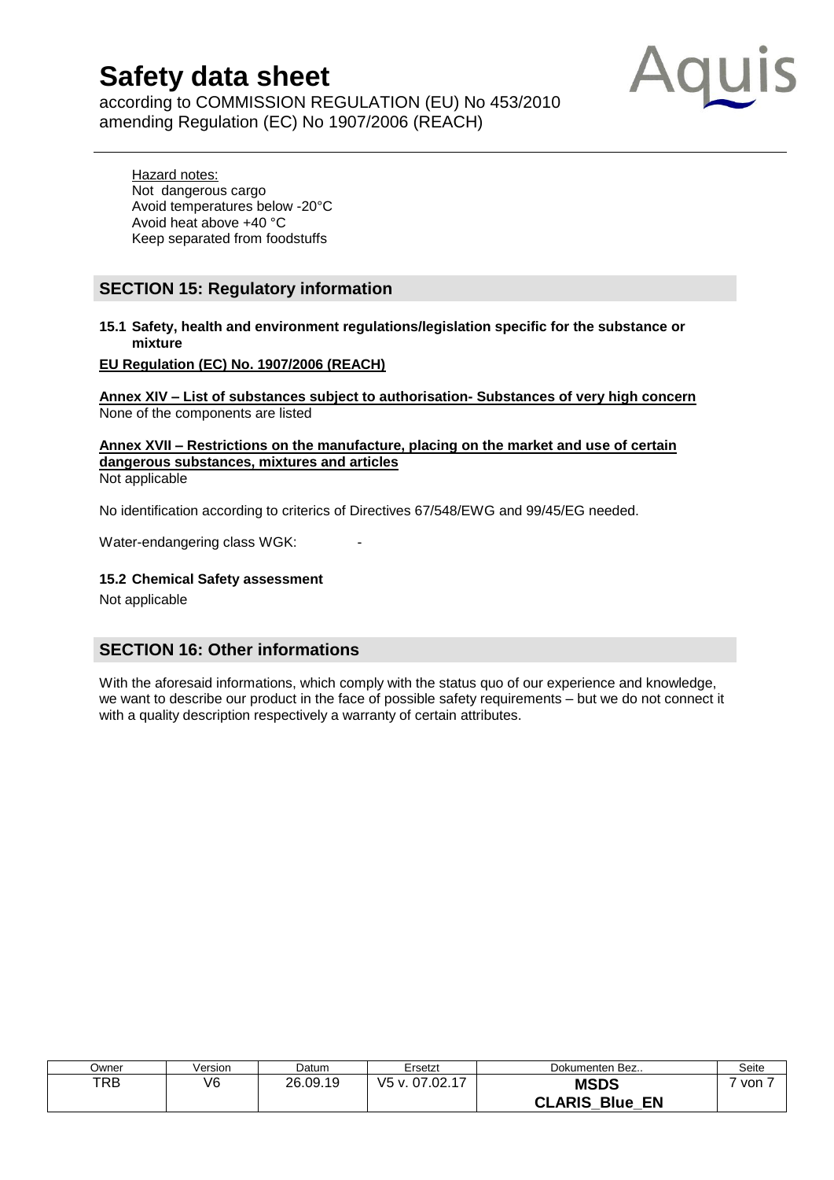Hazard notes:
Not dangerous cargo
Avoid temperatures below -20°C
Avoid heat above +40 °C
Keep separated from foodstuffs

## SECTION 15: Regulatory information

**15.1 Safety, health and environment regulations/legislation specific for the substance or mixture**

**EU Regulation (EC) No. 1907/2006 (REACH)**

**Annex XIV – List of substances subject to authorisation- Substances of very high concern**
None of the components are listed

**Annex XVII – Restrictions on the manufacture, placing on the market and use of certain dangerous substances, mixtures and articles**
Not applicable

No identification according to criterics of Directives 67/548/EWG and 99/45/EG needed.

Water-endangering class WGK: -

**15.2 Chemical Safety assessment**

Not applicable

## SECTION 16: Other informations

With the aforesaid informations, which comply with the status quo of our experience and knowledge, we want to describe our product in the face of possible safety requirements – but we do not connect it with a quality description respectively a warranty of certain attributes.